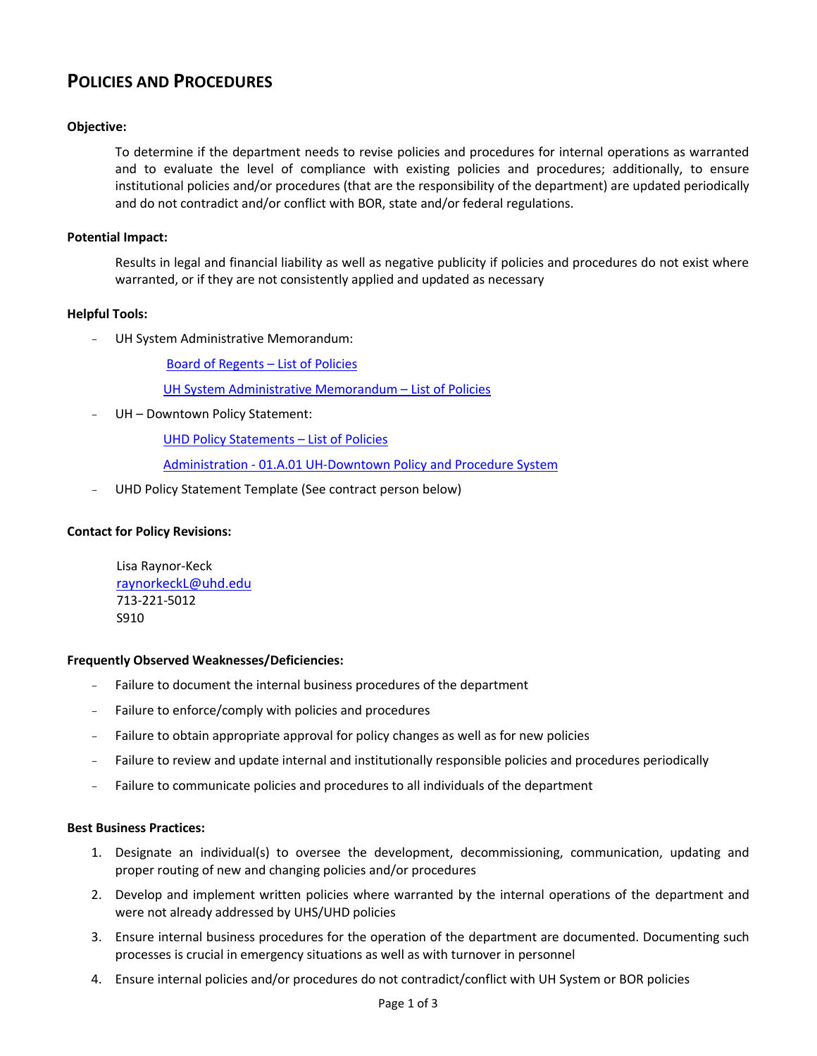# Policies and Procedures

**Objective:**

To determine if the department needs to revise policies and procedures for internal operations as warranted and to evaluate the level of compliance with existing policies and procedures; additionally, to ensure institutional policies and/or procedures (that are the responsibility of the department) are updated periodically and do not contradict and/or conflict with BOR, state and/or federal regulations.

**Potential Impact:**

Results in legal and financial liability as well as negative publicity if policies and procedures do not exist where warranted, or if they are not consistently applied and updated as necessary

**Helpful Tools:**

- UH System Administrative Memorandum:
  - Board of Regents – List of Policies
  - UH System Administrative Memorandum – List of Policies
- UH – Downtown Policy Statement:
  - UHD Policy Statements – List of Policies
  - Administration - 01.A.01 UH-Downtown Policy and Procedure System
- UHD Policy Statement Template (See contract person below)

**Contact for Policy Revisions:**

Lisa Raynor-Keck
raynorkeckL@uhd.edu
713-221-5012
S910

**Frequently Observed Weaknesses/Deficiencies:**

- Failure to document the internal business procedures of the department
- Failure to enforce/comply with policies and procedures
- Failure to obtain appropriate approval for policy changes as well as for new policies
- Failure to review and update internal and institutionally responsible policies and procedures periodically
- Failure to communicate policies and procedures to all individuals of the department

**Best Business Practices:**

1. Designate an individual(s) to oversee the development, decommissioning, communication, updating and proper routing of new and changing policies and/or procedures
2. Develop and implement written policies where warranted by the internal operations of the department and were not already addressed by UHS/UHD policies
3. Ensure internal business procedures for the operation of the department are documented. Documenting such processes is crucial in emergency situations as well as with turnover in personnel
4. Ensure internal policies and/or procedures do not contradict/conflict with UH System or BOR policies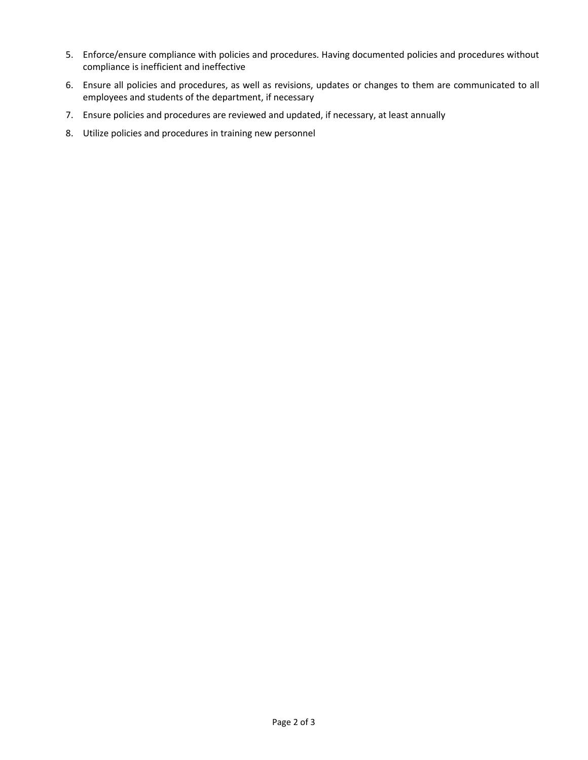5. Enforce/ensure compliance with policies and procedures. Having documented policies and procedures without compliance is inefficient and ineffective
6. Ensure all policies and procedures, as well as revisions, updates or changes to them are communicated to all employees and students of the department, if necessary
7. Ensure policies and procedures are reviewed and updated, if necessary, at least annually
8. Utilize policies and procedures in training new personnel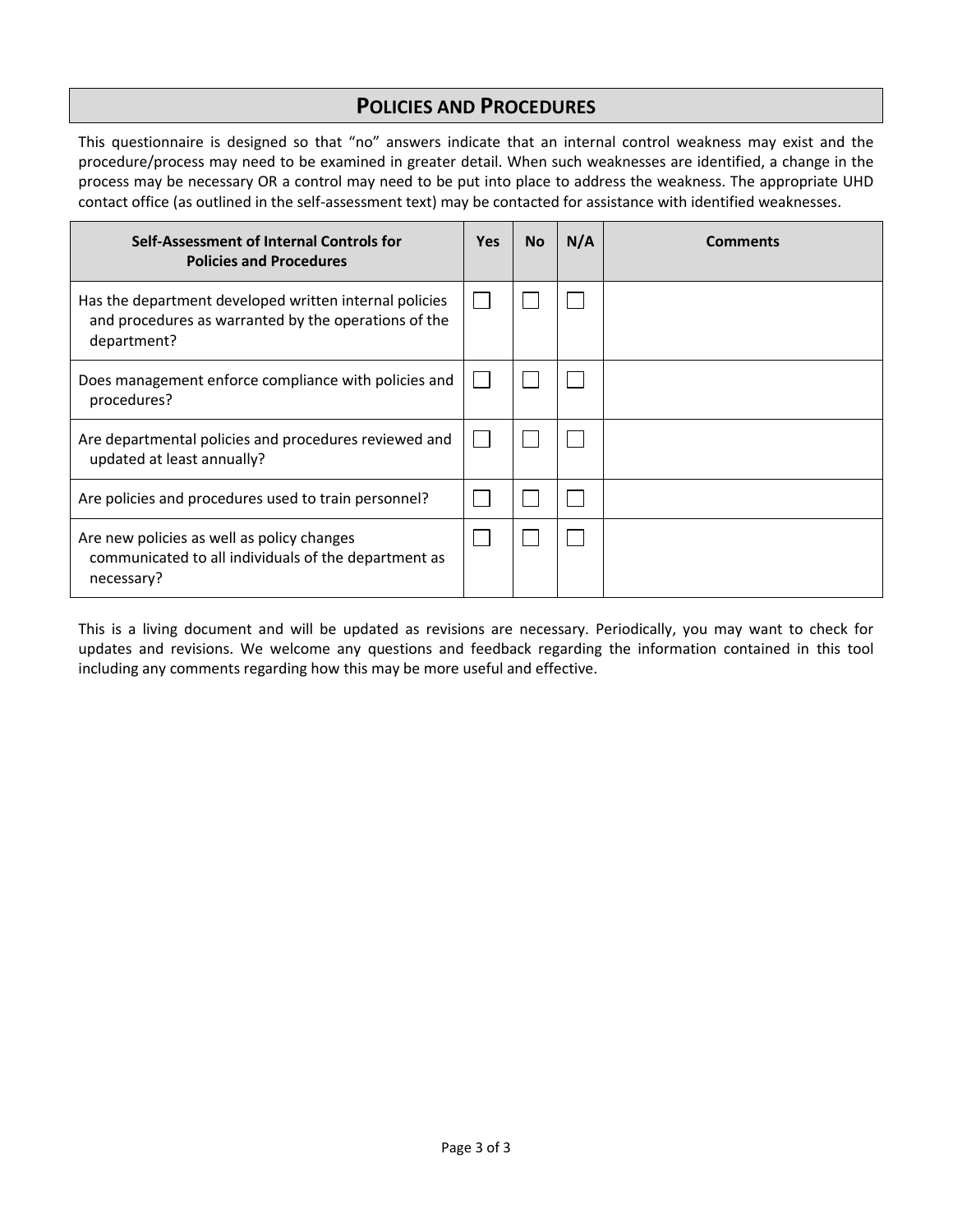## POLICIES AND PROCEDURES

This questionnaire is designed so that "no" answers indicate that an internal control weakness may exist and the procedure/process may need to be examined in greater detail. When such weaknesses are identified, a change in the process may be necessary OR a control may need to be put into place to address the weakness. The appropriate UHD contact office (as outlined in the self-assessment text) may be contacted for assistance with identified weaknesses.

| Self-Assessment of Internal Controls for Policies and Procedures | Yes | No | N/A | Comments |
| --- | --- | --- | --- | --- |
| Has the department developed written internal policies and procedures as warranted by the operations of the department? | ☐ | ☐ | ☐ | |
| Does management enforce compliance with policies and procedures? | ☐ | ☐ | ☐ | |
| Are departmental policies and procedures reviewed and updated at least annually? | ☐ | ☐ | ☐ | |
| Are policies and procedures used to train personnel? | ☐ | ☐ | ☐ | |
| Are new policies as well as policy changes communicated to all individuals of the department as necessary? | ☐ | ☐ | ☐ | |

This is a living document and will be updated as revisions are necessary. Periodically, you may want to check for updates and revisions. We welcome any questions and feedback regarding the information contained in this tool including any comments regarding how this may be more useful and effective.